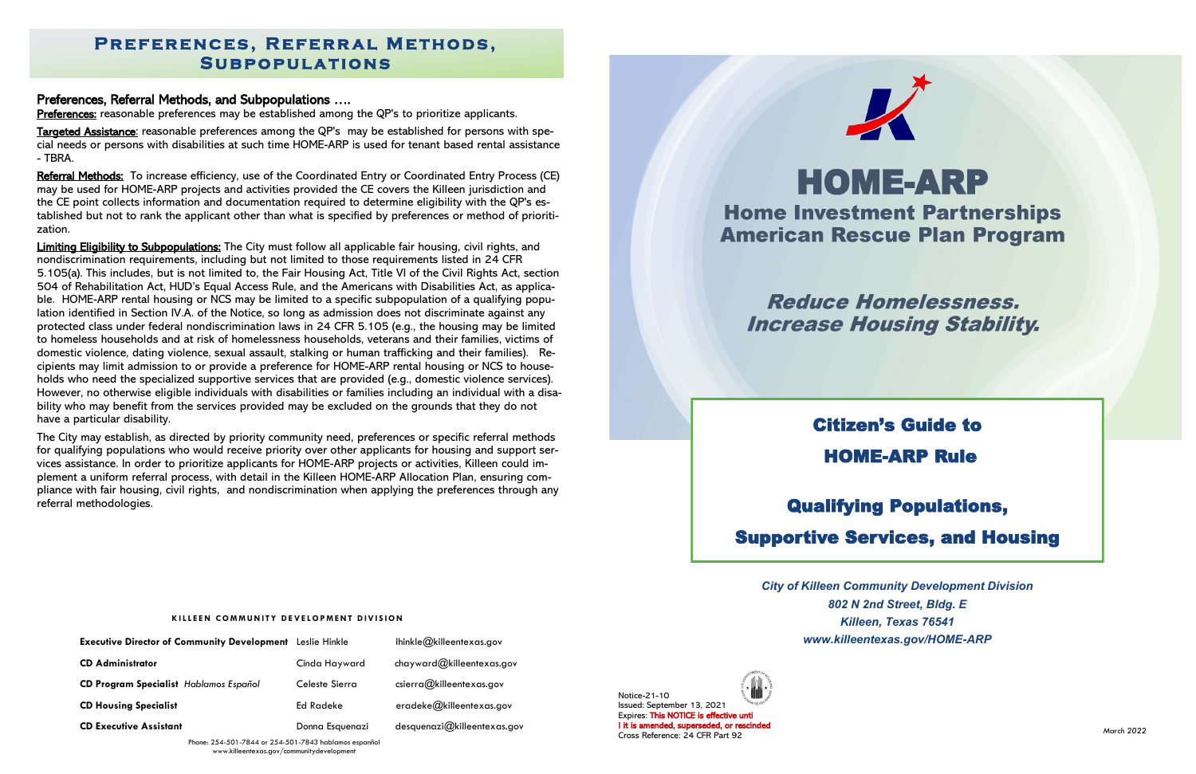## Preferences, Referral Methods, Subpopulations

### Preferences, Referral Methods, and Subpopulations ….

**Preferences:** reasonable preferences may be established among the QP's to prioritize applicants.

**Targeted Assistance**: reasonable preferences among the QP's may be established for persons with special needs or persons with disabilities at such time HOME-ARP is used for tenant based rental assistance - TBRA.

**Referral Methods:** To increase efficiency, use of the Coordinated Entry or Coordinated Entry Process (CE) may be used for HOME-ARP projects and activities provided the CE covers the Killeen jurisdiction and the CE point collects information and documentation required to determine eligibility with the QP's established but not to rank the applicant other than what is specified by preferences or method of prioritization.

**Limiting Eligibility to Subpopulations:** The City must follow all applicable fair housing, civil rights, and nondiscrimination requirements, including but not limited to those requirements listed in 24 CFR 5.105(a). This includes, but is not limited to, the Fair Housing Act, Title VI of the Civil Rights Act, section 504 of Rehabilitation Act, HUD's Equal Access Rule, and the Americans with Disabilities Act, as applicable. HOME-ARP rental housing or NCS may be limited to a specific subpopulation of a qualifying population identified in Section IV.A. of the Notice, so long as admission does not discriminate against any protected class under federal nondiscrimination laws in 24 CFR 5.105 (e.g., the housing may be limited to homeless households and at risk of homelessness households, veterans and their families, victims of domestic violence, dating violence, sexual assault, stalking or human trafficking and their families). Recipients may limit admission to or provide a preference for HOME-ARP rental housing or NCS to households who need the specialized supportive services that are provided (e.g., domestic violence services). However, no otherwise eligible individuals with disabilities or families including an individual with a disability who may benefit from the services provided may be excluded on the grounds that they do not have a particular disability.

The City may establish, as directed by priority community need, preferences or specific referral methods for qualifying populations who would receive priority over other applicants for housing and support services assistance. In order to prioritize applicants for HOME-ARP projects or activities, Killeen could implement a uniform referral process, with detail in the Killeen HOME-ARP Allocation Plan, ensuring compliance with fair housing, civil rights, and nondiscrimination when applying the preferences through any referral methodologies.

**KILLEEN COMMUNITY DEVELOPMENT DIVISION**

| | | |
|---|---|---|
| **Executive Director of Community Development** | Leslie Hinkle | lhinkle@killeentexas.gov |
| **CD Administrator** | Cinda Hayward | chayward@killeentexas.gov |
| **CD Program Specialist** *Hablamos Español* | Celeste Sierra | csierra@killeentexas.gov |
| **CD Housing Specialist** | Ed Radeke | eradeke@killeentexas.gov |
| **CD Executive Assistant** | Donna Esquenazi | desquenazi@killeentexas.gov |

Phone: 254-501-7844 or 254-501-7843 hablamos espanñol
www.killeentexas.gov/communitydevelopment

# HOME-ARP

## Home Investment Partnerships American Rescue Plan Program

***Reduce Homelessness. Increase Housing Stability.***

## Citizen's Guide to HOME-ARP Rule

## Qualifying Populations, Supportive Services, and Housing

*City of Killeen Community Development Division*
*802 N 2nd Street, Bldg. E*
*Killeen, Texas 76541*
*www.killeentexas.gov/HOME-ARP*

Notice-21-10
Issued: September 13, 2021
Expires: This NOTICE is effective unti l it is amended, superseded, or rescinded
Cross Reference: 24 CFR Part 92

*March 2022*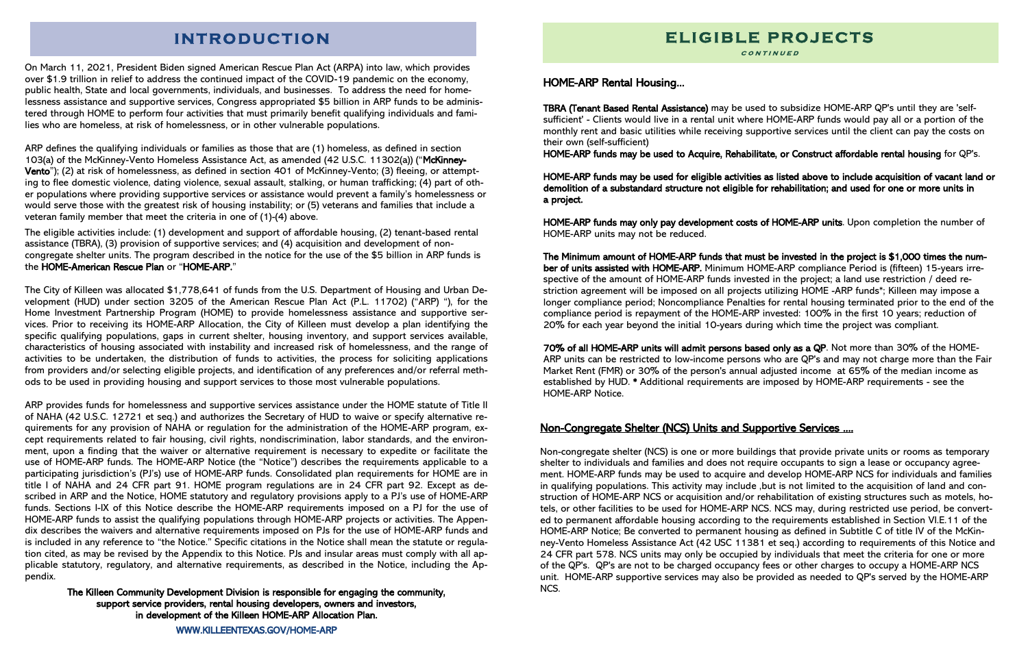# INTRODUCTION

On March 11, 2021, President Biden signed American Rescue Plan Act (ARPA) into law, which provides over $1.9 trillion in relief to address the continued impact of the COVID-19 pandemic on the economy, public health, State and local governments, individuals, and businesses. To address the need for homelessness assistance and supportive services, Congress appropriated $5 billion in ARP funds to be administered through HOME to perform four activities that must primarily benefit qualifying individuals and families who are homeless, at risk of homelessness, or in other vulnerable populations.

ARP defines the qualifying individuals or families as those that are (1) homeless, as defined in section 103(a) of the McKinney-Vento Homeless Assistance Act, as amended (42 U.S.C. 11302(a)) ("**McKinney-Vento**"); (2) at risk of homelessness, as defined in section 401 of McKinney-Vento; (3) fleeing, or attempting to flee domestic violence, dating violence, sexual assault, stalking, or human trafficking; (4) part of other populations where providing supportive services or assistance would prevent a family's homelessness or would serve those with the greatest risk of housing instability; or (5) veterans and families that include a veteran family member that meet the criteria in one of (1)-(4) above.

The eligible activities include: (1) development and support of affordable housing, (2) tenant-based rental assistance (TBRA), (3) provision of supportive services; and (4) acquisition and development of non-congregate shelter units. The program described in the notice for the use of the $5 billion in ARP funds is the **HOME-American Rescue Plan** or "**HOME-ARP.**"

The City of Killeen was allocated $1,778,641 of funds from the U.S. Department of Housing and Urban Development (HUD) under section 3205 of the American Rescue Plan Act (P.L. 11702) ("ARP "), for the Home Investment Partnership Program (HOME) to provide homelessness assistance and supportive services. Prior to receiving its HOME-ARP Allocation, the City of Killeen must develop a plan identifying the specific qualifying populations, gaps in current shelter, housing inventory, and support services available, characteristics of housing associated with instability and increased risk of homelessness, and the range of activities to be undertaken, the distribution of funds to activities, the process for soliciting applications from providers and/or selecting eligible projects, and identification of any preferences and/or referral methods to be used in providing housing and support services to those most vulnerable populations.

ARP provides funds for homelessness and supportive services assistance under the HOME statute of Title II of NAHA (42 U.S.C. 12721 et seq.) and authorizes the Secretary of HUD to waive or specify alternative requirements for any provision of NAHA or regulation for the administration of the HOME-ARP program, except requirements related to fair housing, civil rights, nondiscrimination, labor standards, and the environment, upon a finding that the waiver or alternative requirement is necessary to expedite or facilitate the use of HOME-ARP funds. The HOME-ARP Notice (the "Notice") describes the requirements applicable to a participating jurisdiction's (PJ's) use of HOME-ARP funds. Consolidated plan requirements for HOME are in title I of NAHA and 24 CFR part 91. HOME program regulations are in 24 CFR part 92. Except as described in ARP and the Notice, HOME statutory and regulatory provisions apply to a PJ's use of HOME-ARP funds. Sections I-IX of this Notice describe the HOME-ARP requirements imposed on a PJ for the use of HOME-ARP funds to assist the qualifying populations through HOME-ARP projects or activities. The Appendix describes the waivers and alternative requirements imposed on PJs for the use of HOME-ARP funds and is included in any reference to "the Notice." Specific citations in the Notice shall mean the statute or regulation cited, as may be revised by the Appendix to this Notice. PJs and insular areas must comply with all applicable statutory, regulatory, and alternative requirements, as described in the Notice, including the Appendix.

**The Killeen Community Development Division is responsible for engaging the community, support service providers, rental housing developers, owners and investors, in development of the Killeen HOME-ARP Allocation Plan.**

WWW.KILLEENTEXAS.GOV/HOME-ARP

# ELIGIBLE PROJECTS

*CONTINUED*

## HOME-ARP Rental Housing...

**TBRA (Tenant Based Rental Assistance)** may be used to subsidize HOME-ARP QP's until they are 'self-sufficient' - Clients would live in a rental unit where HOME-ARP funds would pay all or a portion of the monthly rent and basic utilities while receiving supportive services until the client can pay the costs on their own (self-sufficient)

**HOME-ARP funds may be used to Acquire, Rehabilitate, or Construct affordable rental housing** for QP's.

**HOME-ARP funds may be used for eligible activities as listed above to include acquisition of vacant land or demolition of a substandard structure not eligible for rehabilitation; and used for one or more units in a project.**

**HOME-ARP funds may only pay development costs of HOME-ARP units**. Upon completion the number of HOME-ARP units may not be reduced.

**The Minimum amount of HOME-ARP funds that must be invested in the project is $1,000 times the number of units assisted with HOME-ARP.** Minimum HOME-ARP compliance Period is (fifteen) 15-years irrespective of the amount of HOME-ARP funds invested in the project; a land use restriction / deed restriction agreement will be imposed on all projects utilizing HOME -ARP funds*; Killeen may impose a longer compliance period; Noncompliance Penalties for rental housing terminated prior to the end of the compliance period is repayment of the HOME-ARP invested: 100% in the first 10 years; reduction of 20% for each year beyond the initial 10-years during which time the project was compliant.

**70% of all HOME-ARP units will admit persons based only as a QP**. Not more than 30% of the HOME-ARP units can be restricted to low-income persons who are QP's and may not charge more than the Fair Market Rent (FMR) or 30% of the person's annual adjusted income at 65% of the median income as established by HUD. * Additional requirements are imposed by HOME-ARP requirements - see the HOME-ARP Notice.

## Non-Congregate Shelter (NCS) Units and Supportive Services ....

Non-congregate shelter (NCS) is one or more buildings that provide private units or rooms as temporary shelter to individuals and families and does not require occupants to sign a lease or occupancy agreement. HOME-ARP funds may be used to acquire and develop HOME-ARP NCS for individuals and families in qualifying populations. This activity may include ,but is not limited to the acquisition of land and construction of HOME-ARP NCS or acquisition and/or rehabilitation of existing structures such as motels, hotels, or other facilities to be used for HOME-ARP NCS. NCS may, during restricted use period, be converted to permanent affordable housing according to the requirements established in Section VI.E.11 of the HOME-ARP Notice; Be converted to permanent housing as defined in Subtitle C of title IV of the McKinney-Vento Homeless Assistance Act (42 USC 11381 et seq.) according to requirements of this Notice and 24 CFR part 578. NCS units may only be occupied by individuals that meet the criteria for one or more of the QP's. QP's are not to be charged occupancy fees or other charges to occupy a HOME-ARP NCS unit. HOME-ARP supportive services may also be provided as needed to QP's served by the HOME-ARP NCS.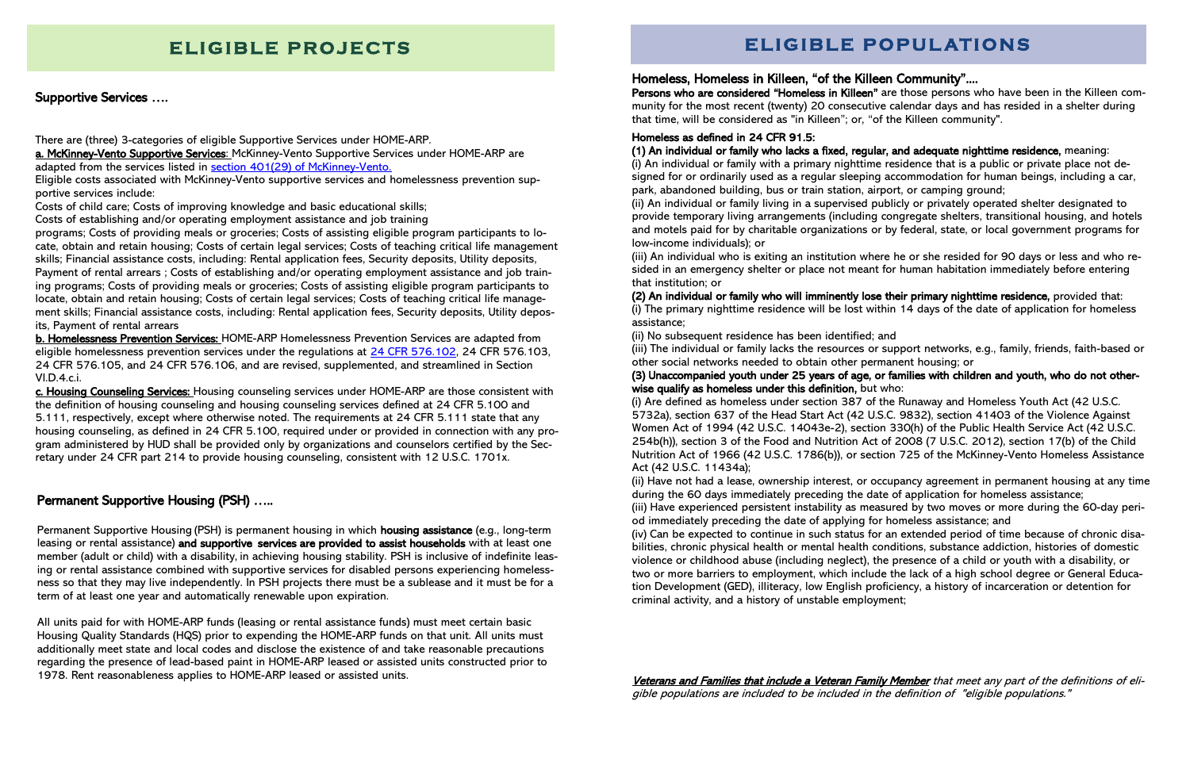# ELIGIBLE PROJECTS

## Supporting Services ….

There are (three) 3-categories of eligible Supportive Services under HOME-ARP.

**a. McKinney-Vento Supportive Services**: McKinney-Vento Supportive Services under HOME-ARP are adapted from the services listed in [section 401(29) of McKinney-Vento.](section 401(29) of McKinney-Vento.)

Eligible costs associated with McKinney-Vento supportive services and homelessness prevention supportive services include:

Costs of child care; Costs of improving knowledge and basic educational skills;

Costs of establishing and/or operating employment assistance and job training programs; Costs of providing meals or groceries; Costs of assisting eligible program participants to locate, obtain and retain housing; Costs of certain legal services; Costs of teaching critical life management skills; Financial assistance costs, including: Rental application fees, Security deposits, Utility deposits, Payment of rental arrears ; Costs of establishing and/or operating employment assistance and job training programs; Costs of providing meals or groceries; Costs of assisting eligible program participants to locate, obtain and retain housing; Costs of certain legal services; Costs of teaching critical life management skills; Financial assistance costs, including: Rental application fees, Security deposits, Utility deposits, Payment of rental arrears

**b. Homelessness Prevention Services:** HOME-ARP Homelessness Prevention Services are adapted from eligible homelessness prevention services under the regulations at 24 CFR 576.102, 24 CFR 576.103, 24 CFR 576.105, and 24 CFR 576.106, and are revised, supplemented, and streamlined in Section VI.D.4.c.i.

**c. Housing Counseling Services:** Housing counseling services under HOME-ARP are those consistent with the definition of housing counseling and housing counseling services defined at 24 CFR 5.100 and 5.111, respectively, except where otherwise noted. The requirements at 24 CFR 5.111 state that any housing counseling, as defined in 24 CFR 5.100, required under or provided in connection with any program administered by HUD shall be provided only by organizations and counselors certified by the Secretary under 24 CFR part 214 to provide housing counseling, consistent with 12 U.S.C. 1701x.

## Permanent Supportive Housing (PSH) …..

Permanent Supportive Housing (PSH) is permanent housing in which **housing assistance** (e.g., long-term leasing or rental assistance) **and supportive services are provided to assist households** with at least one member (adult or child) with a disability, in achieving housing stability. PSH is inclusive of indefinite leasing or rental assistance combined with supportive services for disabled persons experiencing homelessness so that they may live independently. In PSH projects there must be a sublease and it must be for a term of at least one year and automatically renewable upon expiration.

All units paid for with HOME-ARP funds (leasing or rental assistance funds) must meet certain basic Housing Quality Standards (HQS) prior to expending the HOME-ARP funds on that unit. All units must additionally meet state and local codes and disclose the existence of and take reasonable precautions regarding the presence of lead-based paint in HOME-ARP leased or assisted units constructed prior to 1978. Rent reasonableness applies to HOME-ARP leased or assisted units.

# ELIGIBLE POPULATIONS

## Homeless, Homeless in Killeen, "of the Killeen Community"….

**Persons who are considered "Homeless in Killeen"** are those persons who have been in the Killeen community for the most recent (twenty) 20 consecutive calendar days and has resided in a shelter during that time, will be considered as "in Killeen"; or, "of the Killeen community".

**Homeless as defined in 24 CFR 91.5:**

**(1) An individual or family who lacks a fixed, regular, and adequate nighttime residence,** meaning:

(i) An individual or family with a primary nighttime residence that is a public or private place not designed for or ordinarily used as a regular sleeping accommodation for human beings, including a car, park, abandoned building, bus or train station, airport, or camping ground;

(ii) An individual or family living in a supervised publicly or privately operated shelter designated to provide temporary living arrangements (including congregate shelters, transitional housing, and hotels and motels paid for by charitable organizations or by federal, state, or local government programs for low-income individuals); or

(iii) An individual who is exiting an institution where he or she resided for 90 days or less and who resided in an emergency shelter or place not meant for human habitation immediately before entering that institution; or

**(2) An individual or family who will imminently lose their primary nighttime residence,** provided that:

(i) The primary nighttime residence will be lost within 14 days of the date of application for homeless assistance;

(ii) No subsequent residence has been identified; and

(iii) The individual or family lacks the resources or support networks, e.g., family, friends, faith-based or other social networks needed to obtain other permanent housing; or

**(3) Unaccompanied youth under 25 years of age, or families with children and youth, who do not otherwise qualify as homeless under this definition,** but who:

(i) Are defined as homeless under section 387 of the Runaway and Homeless Youth Act (42 U.S.C. 5732a), section 637 of the Head Start Act (42 U.S.C. 9832), section 41403 of the Violence Against Women Act of 1994 (42 U.S.C. 14043e-2), section 330(h) of the Public Health Service Act (42 U.S.C. 254b(h)), section 3 of the Food and Nutrition Act of 2008 (7 U.S.C. 2012), section 17(b) of the Child Nutrition Act of 1966 (42 U.S.C. 1786(b)), or section 725 of the McKinney-Vento Homeless Assistance Act (42 U.S.C. 11434a);

(ii) Have not had a lease, ownership interest, or occupancy agreement in permanent housing at any time during the 60 days immediately preceding the date of application for homeless assistance;

(iii) Have experienced persistent instability as measured by two moves or more during the 60-day period immediately preceding the date of applying for homeless assistance; and

(iv) Can be expected to continue in such status for an extended period of time because of chronic disabilities, chronic physical health or mental health conditions, substance addiction, histories of domestic violence or childhood abuse (including neglect), the presence of a child or youth with a disability, or two or more barriers to employment, which include the lack of a high school degree or General Education Development (GED), illiteracy, low English proficiency, a history of incarceration or detention for criminal activity, and a history of unstable employment;

***Veterans and Families that include a Veteran Family Member*** *that meet any part of the definitions of eligible populations are included to be included in the definition of "eligible populations."*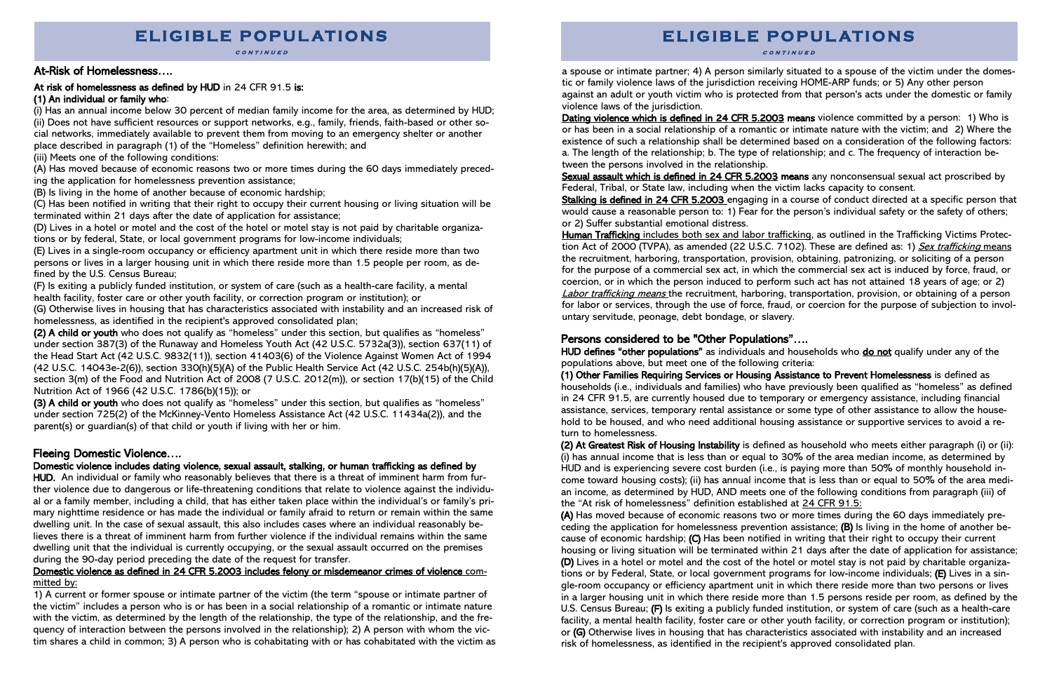# ELIGIBLE POPULATIONS

*CONTINUED*

## At-Risk of Homelessness….

**At risk of homelessness as defined by HUD** in 24 CFR 91.5 **is:**

**(1) An individual or family who**:

(i) Has an annual income below 30 percent of median family income for the area, as determined by HUD;

(ii) Does not have sufficient resources or support networks, e.g., family, friends, faith-based or other social networks, immediately available to prevent them from moving to an emergency shelter or another place described in paragraph (1) of the "Homeless" definition herewith; and

(iii) Meets one of the following conditions:

(A) Has moved because of economic reasons two or more times during the 60 days immediately preceding the application for homelessness prevention assistance;

(B) Is living in the home of another because of economic hardship;

(C) Has been notified in writing that their right to occupy their current housing or living situation will be terminated within 21 days after the date of application for assistance;

(D) Lives in a hotel or motel and the cost of the hotel or motel stay is not paid by charitable organizations or by federal, State, or local government programs for low-income individuals;

(E) Lives in a single-room occupancy or efficiency apartment unit in which there reside more than two persons or lives in a larger housing unit in which there reside more than 1.5 people per room, as defined by the U.S. Census Bureau;

(F) Is exiting a publicly funded institution, or system of care (such as a health-care facility, a mental health facility, foster care or other youth facility, or correction program or institution); or

(G) Otherwise lives in housing that has characteristics associated with instability and an increased risk of homelessness, as identified in the recipient's approved consolidated plan;

**(2) A child or youth** who does not qualify as "homeless" under this section, but qualifies as "homeless" under section 387(3) of the Runaway and Homeless Youth Act (42 U.S.C. 5732a(3)), section 637(11) of the Head Start Act (42 U.S.C. 9832(11)), section 41403(6) of the Violence Against Women Act of 1994 (42 U.S.C. 14043e-2(6)), section 330(h)(5)(A) of the Public Health Service Act (42 U.S.C. 254b(h)(5)(A)), section 3(m) of the Food and Nutrition Act of 2008 (7 U.S.C. 2012(m)), or section 17(b)(15) of the Child Nutrition Act of 1966 (42 U.S.C. 1786(b)(15)); or

**(3) A child or youth** who does not qualify as "homeless" under this section, but qualifies as "homeless" under section 725(2) of the McKinney-Vento Homeless Assistance Act (42 U.S.C. 11434a(2)), and the parent(s) or guardian(s) of that child or youth if living with her or him.

## Fleeing Domestic Violence….

**Domestic violence includes dating violence, sexual assault, stalking, or human trafficking as defined by HUD.** An individual or family who reasonably believes that there is a threat of imminent harm from further violence due to dangerous or life-threatening conditions that relate to violence against the individual or a family member, including a child, that has either taken place within the individual's or family's primary nighttime residence or has made the individual or family afraid to return or remain within the same dwelling unit. In the case of sexual assault, this also includes cases where an individual reasonably believes there is a threat of imminent harm from further violence if the individual remains within the same dwelling unit that the individual is currently occupying, or the sexual assault occurred on the premises during the 90-day period preceding the date of the request for transfer.

Domestic violence as defined in 24 CFR 5.2003 includes felony or misdemeanor crimes of violence committed by:

1) A current or former spouse or intimate partner of the victim (the term "spouse or intimate partner of the victim" includes a person who is or has been in a social relationship of a romantic or intimate nature with the victim, as determined by the length of the relationship, the type of the relationship, and the frequency of interaction between the persons involved in the relationship); 2) A person with whom the victim shares a child in common; 3) A person who is cohabitating with or has cohabitated with the victim as a spouse or intimate partner; 4) A person similarly situated to a spouse of the victim under the domestic or family violence laws of the jurisdiction receiving HOME-ARP funds; or 5) Any other person against an adult or youth victim who is protected from that person's acts under the domestic or family violence laws of the jurisdiction.

**Dating violence which is defined in 24 CFR 5.2003 means** violence committed by a person: 1) Who is or has been in a social relationship of a romantic or intimate nature with the victim; and 2) Where the existence of such a relationship shall be determined based on a consideration of the following factors: a. The length of the relationship; b. The type of relationship; and c. The frequency of interaction between the persons involved in the relationship.

**Sexual assault which is defined in 24 CFR 5.2003 means** any nonconsensual sexual act proscribed by Federal, Tribal, or State law, including when the victim lacks capacity to consent.

**Stalking is defined in 24 CFR 5.2003** engaging in a course of conduct directed at a specific person that would cause a reasonable person to: 1) Fear for the person's individual safety or the safety of others; or 2) Suffer substantial emotional distress.

**Human Trafficking** includes both sex and labor trafficking, as outlined in the Trafficking Victims Protection Act of 2000 (TVPA), as amended (22 U.S.C. 7102). These are defined as: 1) *Sex trafficking* means the recruitment, harboring, transportation, provision, obtaining, patronizing, or soliciting of a person for the purpose of a commercial sex act, in which the commercial sex act is induced by force, fraud, or coercion, or in which the person induced to perform such act has not attained 18 years of age; or 2) *Labor trafficking means* the recruitment, harboring, transportation, provision, or obtaining of a person for labor or services, through the use of force, fraud, or coercion for the purpose of subjection to involuntary servitude, peonage, debt bondage, or slavery.

## Persons considered to be "Other Populations"….

**HUD defines "other populations"** as individuals and households who **do not** qualify under any of the populations above, but meet one of the following criteria:

**(1) Other Families Requiring Services or Housing Assistance to Prevent Homelessness** is defined as households (i.e., individuals and families) who have previously been qualified as "homeless" as defined in 24 CFR 91.5, are currently housed due to temporary or emergency assistance, including financial assistance, services, temporary rental assistance or some type of other assistance to allow the household to be housed, and who need additional housing assistance or supportive services to avoid a return to homelessness.

**(2) At Greatest Risk of Housing Instability** is defined as household who meets either paragraph (i) or (ii): (i) has annual income that is less than or equal to 30% of the area median income, as determined by HUD and is experiencing severe cost burden (i.e., is paying more than 50% of monthly household income toward housing costs); (ii) has annual income that is less than or equal to 50% of the area median income, as determined by HUD, AND meets one of the following conditions from paragraph (iii) of the "At risk of homelessness" definition established at 24 CFR 91.5:

**(A)** Has moved because of economic reasons two or more times during the 60 days immediately preceding the application for homelessness prevention assistance; **(B)** Is living in the home of another because of economic hardship; **(C)** Has been notified in writing that their right to occupy their current housing or living situation will be terminated within 21 days after the date of application for assistance; **(D)** Lives in a hotel or motel and the cost of the hotel or motel stay is not paid by charitable organizations or by Federal, State, or local government programs for low-income individuals; **(E)** Lives in a single-room occupancy or efficiency apartment unit in which there reside more than two persons or lives in a larger housing unit in which there reside more than 1.5 persons reside per room, as defined by the U.S. Census Bureau; **(F)** Is exiting a publicly funded institution, or system of care (such as a health-care facility, a mental health facility, foster care or other youth facility, or correction program or institution); or **(G)** Otherwise lives in housing that has characteristics associated with instability and an increased risk of homelessness, as identified in the recipient's approved consolidated plan.